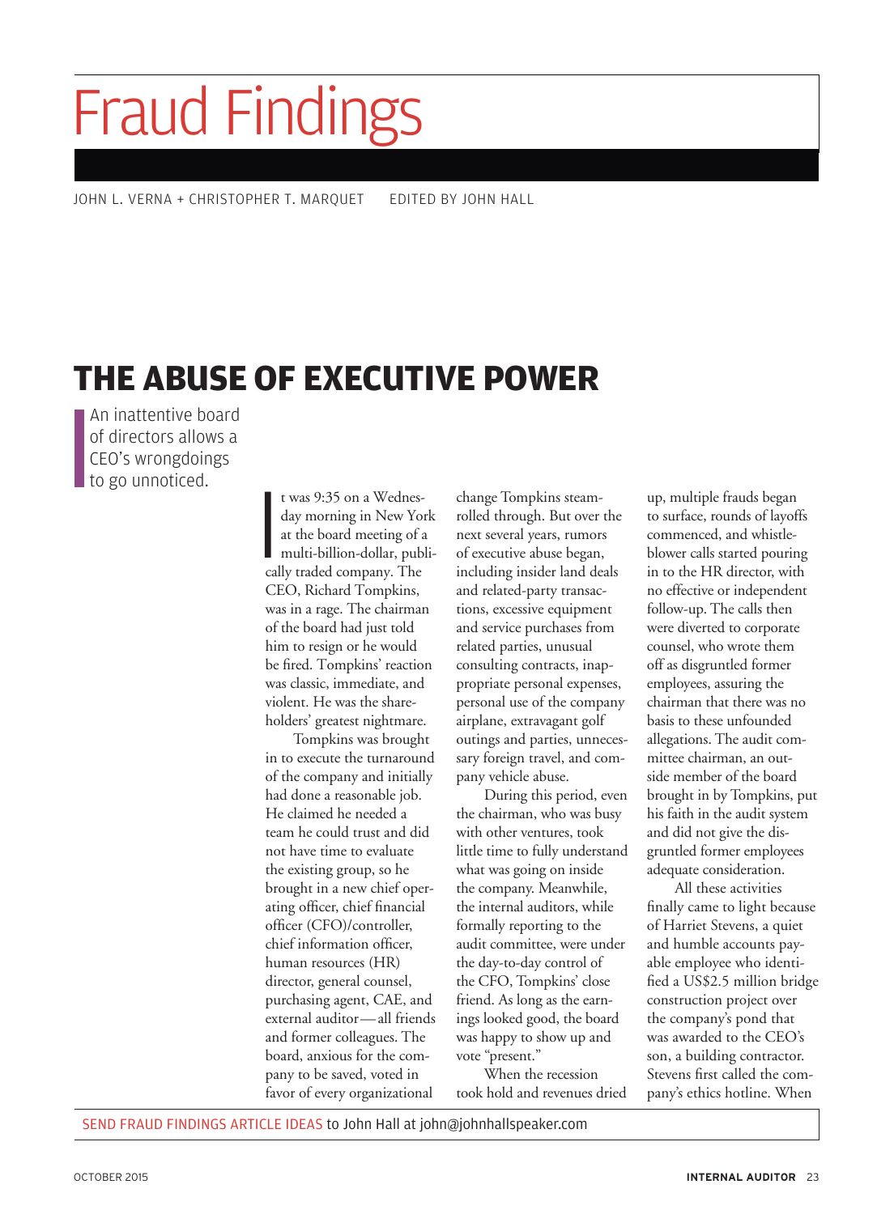# Fraud Findings

JOHN L. VERNA + CHRISTOPHER T. MARQUET    EDITED BY JOHN HALL

## THE ABUSE OF EXECUTIVE POWER

An inattentive board of directors allows a CEO's wrongdoings to go unnoticed.

It was 9:35 on a Wednesday morning in New York at the board meeting of a multi-billion-dollar, publically traded company. The CEO, Richard Tompkins, was in a rage. The chairman of the board had just told him to resign or he would be fired. Tompkins' reaction was classic, immediate, and violent. He was the shareholders' greatest nightmare.

Tompkins was brought in to execute the turnaround of the company and initially had done a reasonable job. He claimed he needed a team he could trust and did not have time to evaluate the existing group, so he brought in a new chief operating officer, chief financial officer (CFO)/controller, chief information officer, human resources (HR) director, general counsel, purchasing agent, CAE, and external auditor—all friends and former colleagues. The board, anxious for the company to be saved, voted in favor of every organizational change Tompkins steamrolled through. But over the next several years, rumors of executive abuse began, including insider land deals and related-party transactions, excessive equipment and service purchases from related parties, unusual consulting contracts, inappropriate personal expenses, personal use of the company airplane, extravagant golf outings and parties, unnecessary foreign travel, and company vehicle abuse.

During this period, even the chairman, who was busy with other ventures, took little time to fully understand what was going on inside the company. Meanwhile, the internal auditors, while formally reporting to the audit committee, were under the day-to-day control of the CFO, Tompkins' close friend. As long as the earnings looked good, the board was happy to show up and vote "present."

When the recession took hold and revenues dried up, multiple frauds began to surface, rounds of layoffs commenced, and whistleblower calls started pouring in to the HR director, with no effective or independent follow-up. The calls then were diverted to corporate counsel, who wrote them off as disgruntled former employees, assuring the chairman that there was no basis to these unfounded allegations. The audit committee chairman, an outside member of the board brought in by Tompkins, put his faith in the audit system and did not give the disgruntled former employees adequate consideration.

All these activities finally came to light because of Harriet Stevens, a quiet and humble accounts payable employee who identified a US$2.5 million bridge construction project over the company's pond that was awarded to the CEO's son, a building contractor. Stevens first called the company's ethics hotline. When

SEND FRAUD FINDINGS ARTICLE IDEAS to John Hall at john@johnhallspeaker.com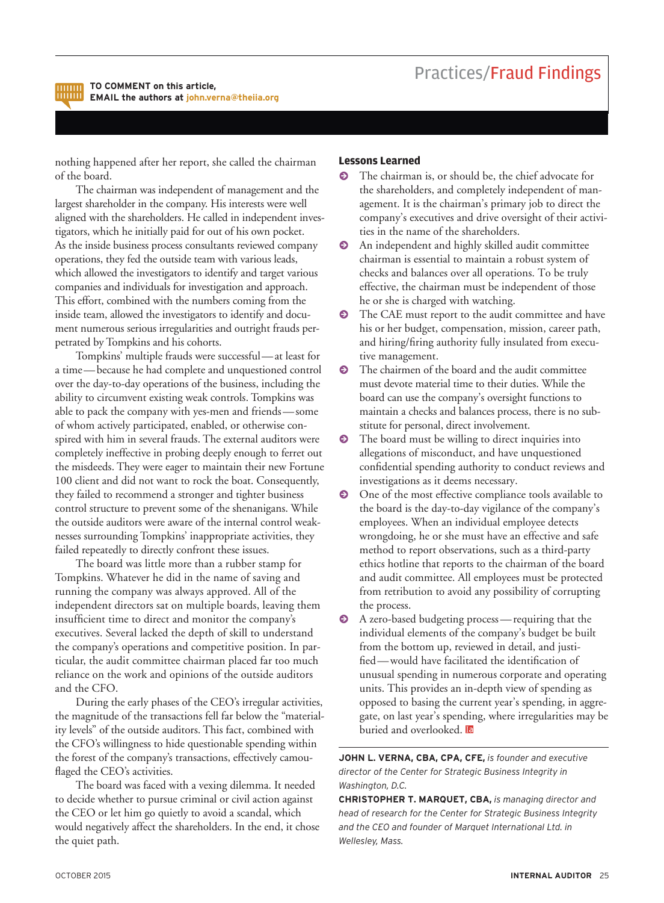TO COMMENT on this article, EMAIL the authors at john.verna@theiia.org

nothing happened after her report, she called the chairman of the board.

The chairman was independent of management and the largest shareholder in the company. His interests were well aligned with the shareholders. He called in independent investigators, which he initially paid for out of his own pocket. As the inside business process consultants reviewed company operations, they fed the outside team with various leads, which allowed the investigators to identify and target various companies and individuals for investigation and approach. This effort, combined with the numbers coming from the inside team, allowed the investigators to identify and document numerous serious irregularities and outright frauds perpetrated by Tompkins and his cohorts.

Tompkins' multiple frauds were successful—at least for a time—because he had complete and unquestioned control over the day-to-day operations of the business, including the ability to circumvent existing weak controls. Tompkins was able to pack the company with yes-men and friends—some of whom actively participated, enabled, or otherwise conspired with him in several frauds. The external auditors were completely ineffective in probing deeply enough to ferret out the misdeeds. They were eager to maintain their new Fortune 100 client and did not want to rock the boat. Consequently, they failed to recommend a stronger and tighter business control structure to prevent some of the shenanigans. While the outside auditors were aware of the internal control weaknesses surrounding Tompkins' inappropriate activities, they failed repeatedly to directly confront these issues.

The board was little more than a rubber stamp for Tompkins. Whatever he did in the name of saving and running the company was always approved. All of the independent directors sat on multiple boards, leaving them insufficient time to direct and monitor the company's executives. Several lacked the depth of skill to understand the company's operations and competitive position. In particular, the audit committee chairman placed far too much reliance on the work and opinions of the outside auditors and the CFO.

During the early phases of the CEO's irregular activities, the magnitude of the transactions fell far below the "materiality levels" of the outside auditors. This fact, combined with the CFO's willingness to hide questionable spending within the forest of the company's transactions, effectively camouflaged the CEO's activities.

The board was faced with a vexing dilemma. It needed to decide whether to pursue criminal or civil action against the CEO or let him go quietly to avoid a scandal, which would negatively affect the shareholders. In the end, it chose the quiet path.

### Lessons Learned

- The chairman is, or should be, the chief advocate for the shareholders, and completely independent of management. It is the chairman's primary job to direct the company's executives and drive oversight of their activities in the name of the shareholders.
- An independent and highly skilled audit committee chairman is essential to maintain a robust system of checks and balances over all operations. To be truly effective, the chairman must be independent of those he or she is charged with watching.
- The CAE must report to the audit committee and have his or her budget, compensation, mission, career path, and hiring/firing authority fully insulated from executive management.
- The chairmen of the board and the audit committee must devote material time to their duties. While the board can use the company's oversight functions to maintain a checks and balances process, there is no substitute for personal, direct involvement.
- The board must be willing to direct inquiries into allegations of misconduct, and have unquestioned confidential spending authority to conduct reviews and investigations as it deems necessary.
- One of the most effective compliance tools available to the board is the day-to-day vigilance of the company's employees. When an individual employee detects wrongdoing, he or she must have an effective and safe method to report observations, such as a third-party ethics hotline that reports to the chairman of the board and audit committee. All employees must be protected from retribution to avoid any possibility of corrupting the process.
- A zero-based budgeting process—requiring that the individual elements of the company's budget be built from the bottom up, reviewed in detail, and justified—would have facilitated the identification of unusual spending in numerous corporate and operating units. This provides an in-depth view of spending as opposed to basing the current year's spending, in aggregate, on last year's spending, where irregularities may be buried and overlooked.

**JOHN L. VERNA, CBA, CPA, CFE,** *is founder and executive director of the Center for Strategic Business Integrity in Washington, D.C.*

**CHRISTOPHER T. MARQUET, CBA,** *is managing director and head of research for the Center for Strategic Business Integrity and the CEO and founder of Marquet International Ltd. in Wellesley, Mass.*